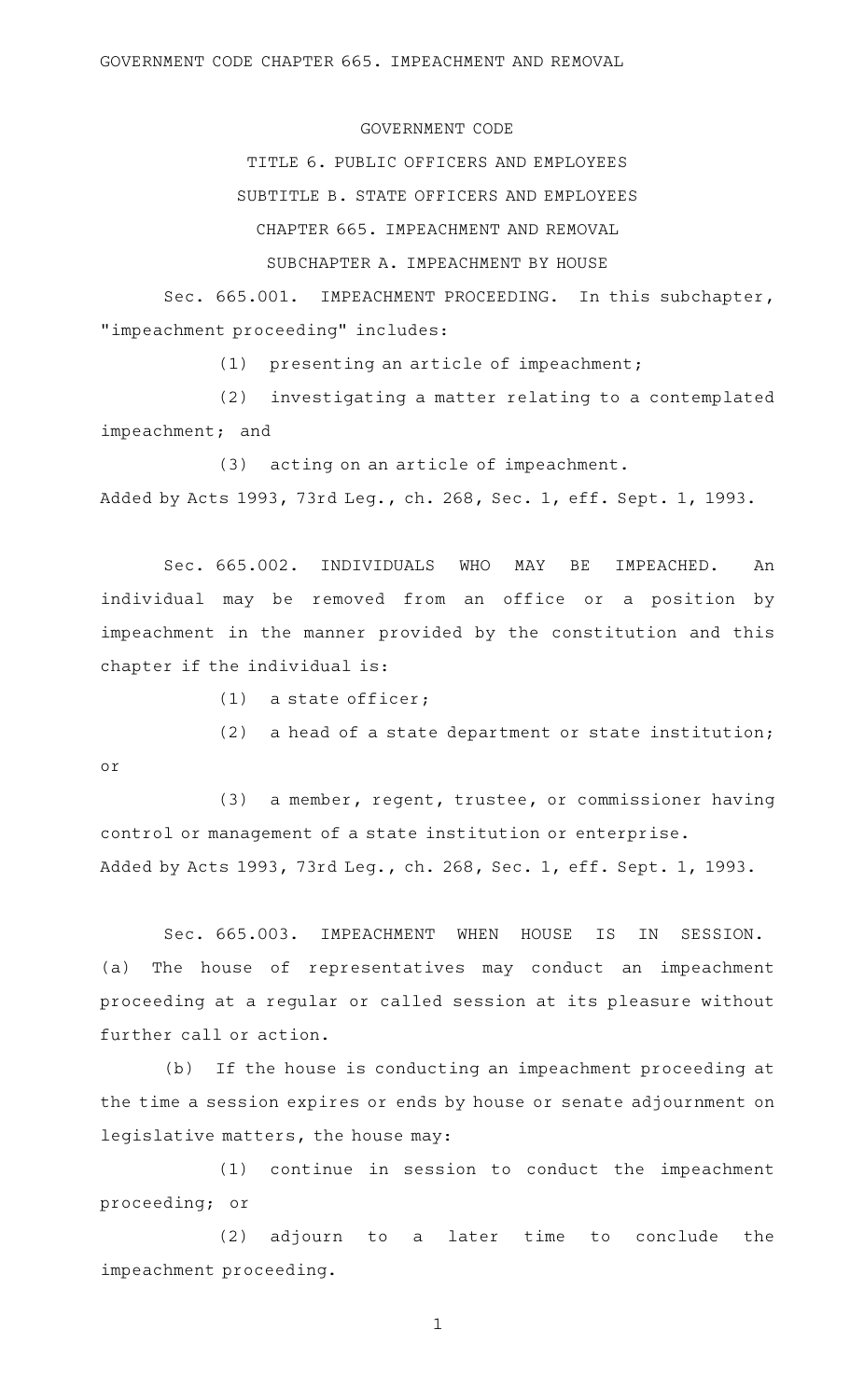GOVERNMENT CODE CHAPTER 665. IMPEACHMENT AND REMOVAL

# GOVERNMENT CODE

## TITLE 6. PUBLIC OFFICERS AND EMPLOYEES

## SUBTITLE B. STATE OFFICERS AND EMPLOYEES

## CHAPTER 665. IMPEACHMENT AND REMOVAL

### SUBCHAPTER A. IMPEACHMENT BY HOUSE

Sec. 665.001. IMPEACHMENT PROCEEDING. In this subchapter, "impeachment proceeding" includes:

(1) presenting an article of impeachment;

(2) investigating a matter relating to a contemplated impeachment; and

(3) acting on an article of impeachment.

Added by Acts 1993, 73rd Leg., ch. 268, Sec. 1, eff. Sept. 1, 1993.

Sec. 665.002. INDIVIDUALS WHO MAY BE IMPEACHED. An individual may be removed from an office or a position by impeachment in the manner provided by the constitution and this chapter if the individual is:

(1) a state officer;

(2) a head of a state department or state institution; or

(3) a member, regent, trustee, or commissioner having control or management of a state institution or enterprise.

Added by Acts 1993, 73rd Leg., ch. 268, Sec. 1, eff. Sept. 1, 1993.

Sec. 665.003. IMPEACHMENT WHEN HOUSE IS IN SESSION. (a) The house of representatives may conduct an impeachment proceeding at a regular or called session at its pleasure without further call or action.

(b) If the house is conducting an impeachment proceeding at the time a session expires or ends by house or senate adjournment on legislative matters, the house may:

(1) continue in session to conduct the impeachment proceeding; or

(2) adjourn to a later time to conclude the impeachment proceeding.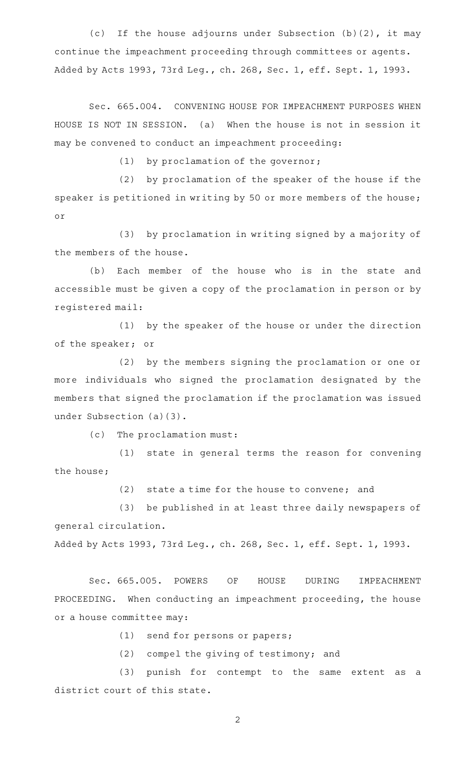(c) If the house adjourns under Subsection (b)(2), it may continue the impeachment proceeding through committees or agents.
Added by Acts 1993, 73rd Leg., ch. 268, Sec. 1, eff. Sept. 1, 1993.

Sec. 665.004. CONVENING HOUSE FOR IMPEACHMENT PURPOSES WHEN HOUSE IS NOT IN SESSION. (a) When the house is not in session it may be convened to conduct an impeachment proceeding:

(1) by proclamation of the governor;

(2) by proclamation of the speaker of the house if the speaker is petitioned in writing by 50 or more members of the house; or

(3) by proclamation in writing signed by a majority of the members of the house.

(b) Each member of the house who is in the state and accessible must be given a copy of the proclamation in person or by registered mail:

(1) by the speaker of the house or under the direction of the speaker; or

(2) by the members signing the proclamation or one or more individuals who signed the proclamation designated by the members that signed the proclamation if the proclamation was issued under Subsection (a)(3).

(c) The proclamation must:

(1) state in general terms the reason for convening the house;

(2) state a time for the house to convene; and

(3) be published in at least three daily newspapers of general circulation.
Added by Acts 1993, 73rd Leg., ch. 268, Sec. 1, eff. Sept. 1, 1993.

Sec. 665.005. POWERS OF HOUSE DURING IMPEACHMENT PROCEEDING. When conducting an impeachment proceeding, the house or a house committee may:

(1) send for persons or papers;

(2) compel the giving of testimony; and

(3) punish for contempt to the same extent as a district court of this state.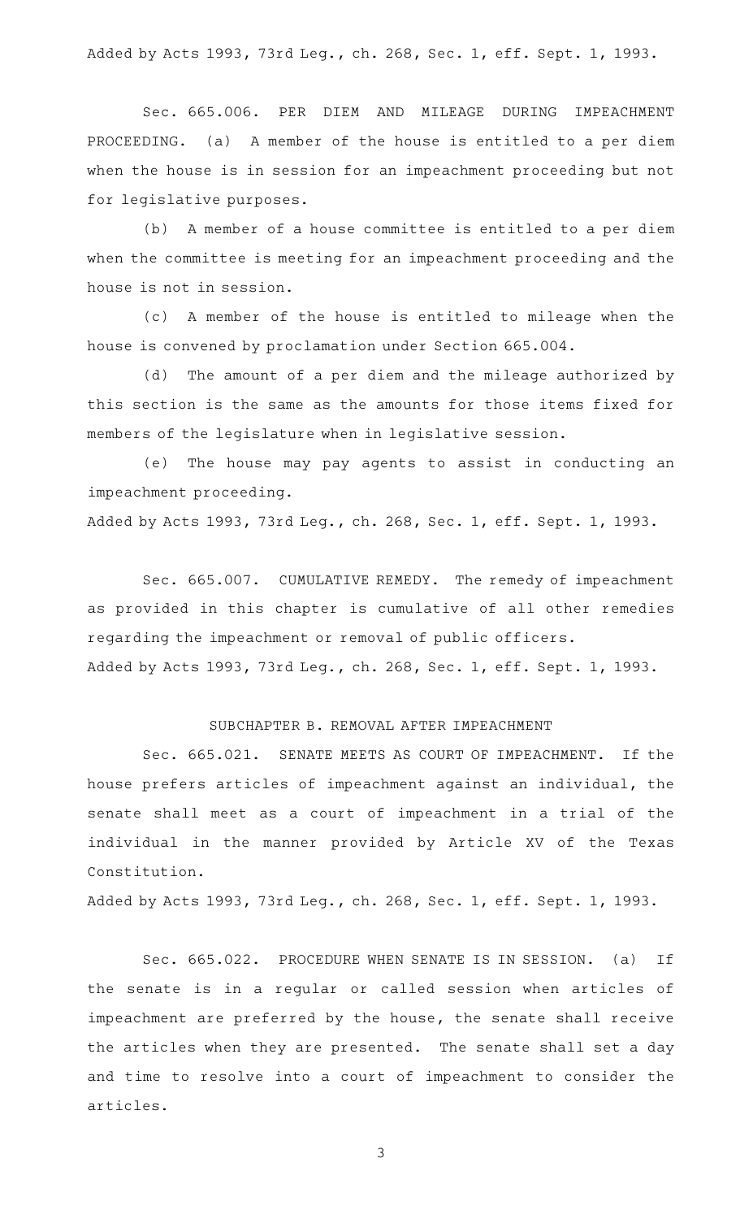Added by Acts 1993, 73rd Leg., ch. 268, Sec. 1, eff. Sept. 1, 1993.

Sec. 665.006. PER DIEM AND MILEAGE DURING IMPEACHMENT PROCEEDING. (a) A member of the house is entitled to a per diem when the house is in session for an impeachment proceeding but not for legislative purposes.

(b) A member of a house committee is entitled to a per diem when the committee is meeting for an impeachment proceeding and the house is not in session.

(c) A member of the house is entitled to mileage when the house is convened by proclamation under Section 665.004.

(d) The amount of a per diem and the mileage authorized by this section is the same as the amounts for those items fixed for members of the legislature when in legislative session.

(e) The house may pay agents to assist in conducting an impeachment proceeding.

Added by Acts 1993, 73rd Leg., ch. 268, Sec. 1, eff. Sept. 1, 1993.

Sec. 665.007. CUMULATIVE REMEDY. The remedy of impeachment as provided in this chapter is cumulative of all other remedies regarding the impeachment or removal of public officers.

Added by Acts 1993, 73rd Leg., ch. 268, Sec. 1, eff. Sept. 1, 1993.

## SUBCHAPTER B. REMOVAL AFTER IMPEACHMENT

Sec. 665.021. SENATE MEETS AS COURT OF IMPEACHMENT. If the house prefers articles of impeachment against an individual, the senate shall meet as a court of impeachment in a trial of the individual in the manner provided by Article XV of the Texas Constitution.

Added by Acts 1993, 73rd Leg., ch. 268, Sec. 1, eff. Sept. 1, 1993.

Sec. 665.022. PROCEDURE WHEN SENATE IS IN SESSION. (a) If the senate is in a regular or called session when articles of impeachment are preferred by the house, the senate shall receive the articles when they are presented. The senate shall set a day and time to resolve into a court of impeachment to consider the articles.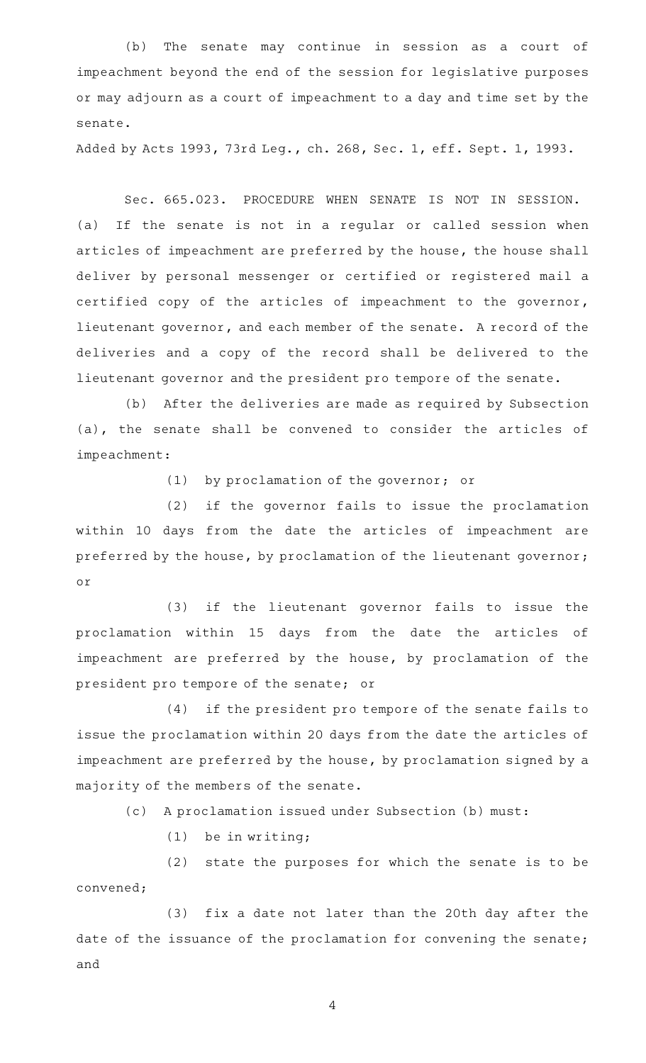(b) The senate may continue in session as a court of impeachment beyond the end of the session for legislative purposes or may adjourn as a court of impeachment to a day and time set by the senate.

Added by Acts 1993, 73rd Leg., ch. 268, Sec. 1, eff. Sept. 1, 1993.

Sec. 665.023. PROCEDURE WHEN SENATE IS NOT IN SESSION. (a) If the senate is not in a regular or called session when articles of impeachment are preferred by the house, the house shall deliver by personal messenger or certified or registered mail a certified copy of the articles of impeachment to the governor, lieutenant governor, and each member of the senate. A record of the deliveries and a copy of the record shall be delivered to the lieutenant governor and the president pro tempore of the senate.

(b) After the deliveries are made as required by Subsection (a), the senate shall be convened to consider the articles of impeachment:

(1) by proclamation of the governor; or

(2) if the governor fails to issue the proclamation within 10 days from the date the articles of impeachment are preferred by the house, by proclamation of the lieutenant governor; or

(3) if the lieutenant governor fails to issue the proclamation within 15 days from the date the articles of impeachment are preferred by the house, by proclamation of the president pro tempore of the senate; or

(4) if the president pro tempore of the senate fails to issue the proclamation within 20 days from the date the articles of impeachment are preferred by the house, by proclamation signed by a majority of the members of the senate.

(c) A proclamation issued under Subsection (b) must:

(1) be in writing;

(2) state the purposes for which the senate is to be convened;

(3) fix a date not later than the 20th day after the date of the issuance of the proclamation for convening the senate; and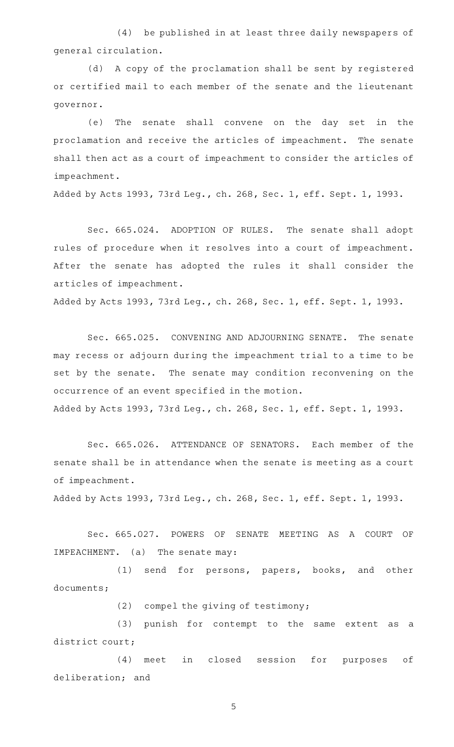(4) be published in at least three daily newspapers of general circulation.

(d) A copy of the proclamation shall be sent by registered or certified mail to each member of the senate and the lieutenant governor.

(e) The senate shall convene on the day set in the proclamation and receive the articles of impeachment. The senate shall then act as a court of impeachment to consider the articles of impeachment.

Added by Acts 1993, 73rd Leg., ch. 268, Sec. 1, eff. Sept. 1, 1993.

Sec. 665.024. ADOPTION OF RULES. The senate shall adopt rules of procedure when it resolves into a court of impeachment. After the senate has adopted the rules it shall consider the articles of impeachment.

Added by Acts 1993, 73rd Leg., ch. 268, Sec. 1, eff. Sept. 1, 1993.

Sec. 665.025. CONVENING AND ADJOURNING SENATE. The senate may recess or adjourn during the impeachment trial to a time to be set by the senate. The senate may condition reconvening on the occurrence of an event specified in the motion.

Added by Acts 1993, 73rd Leg., ch. 268, Sec. 1, eff. Sept. 1, 1993.

Sec. 665.026. ATTENDANCE OF SENATORS. Each member of the senate shall be in attendance when the senate is meeting as a court of impeachment.

Added by Acts 1993, 73rd Leg., ch. 268, Sec. 1, eff. Sept. 1, 1993.

Sec. 665.027. POWERS OF SENATE MEETING AS A COURT OF IMPEACHMENT. (a) The senate may:

(1) send for persons, papers, books, and other documents;

(2) compel the giving of testimony;

(3) punish for contempt to the same extent as a district court;

(4) meet in closed session for purposes of deliberation; and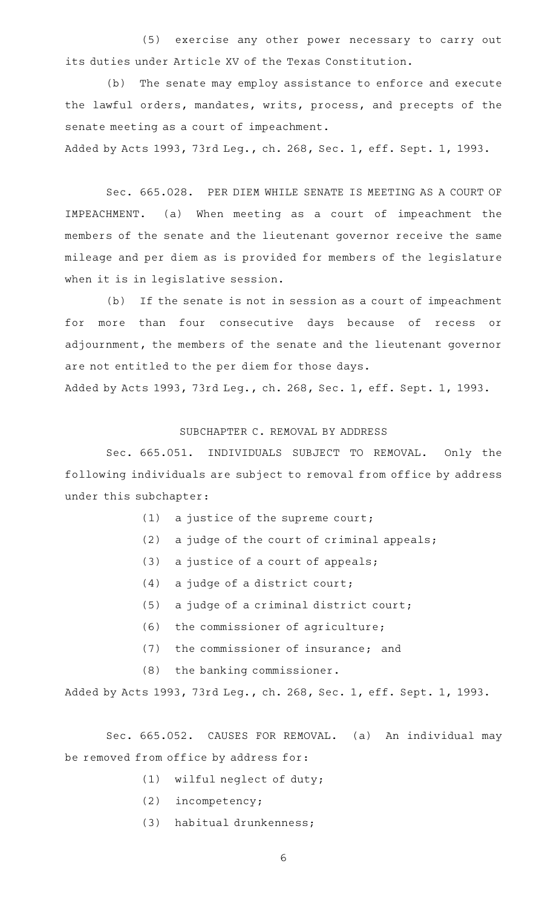(5) exercise any other power necessary to carry out its duties under Article XV of the Texas Constitution.

(b) The senate may employ assistance to enforce and execute the lawful orders, mandates, writs, process, and precepts of the senate meeting as a court of impeachment.

Added by Acts 1993, 73rd Leg., ch. 268, Sec. 1, eff. Sept. 1, 1993.

Sec. 665.028. PER DIEM WHILE SENATE IS MEETING AS A COURT OF IMPEACHMENT. (a) When meeting as a court of impeachment the members of the senate and the lieutenant governor receive the same mileage and per diem as is provided for members of the legislature when it is in legislative session.

(b) If the senate is not in session as a court of impeachment for more than four consecutive days because of recess or adjournment, the members of the senate and the lieutenant governor are not entitled to the per diem for those days.

Added by Acts 1993, 73rd Leg., ch. 268, Sec. 1, eff. Sept. 1, 1993.

## SUBCHAPTER C. REMOVAL BY ADDRESS

Sec. 665.051. INDIVIDUALS SUBJECT TO REMOVAL. Only the following individuals are subject to removal from office by address under this subchapter:

(1) a justice of the supreme court;

(2) a judge of the court of criminal appeals;

(3) a justice of a court of appeals;

(4) a judge of a district court;

(5) a judge of a criminal district court;

(6) the commissioner of agriculture;

(7) the commissioner of insurance; and

(8) the banking commissioner.

Added by Acts 1993, 73rd Leg., ch. 268, Sec. 1, eff. Sept. 1, 1993.

Sec. 665.052. CAUSES FOR REMOVAL. (a) An individual may be removed from office by address for:

(1) wilful neglect of duty;

(2) incompetency;

(3) habitual drunkenness;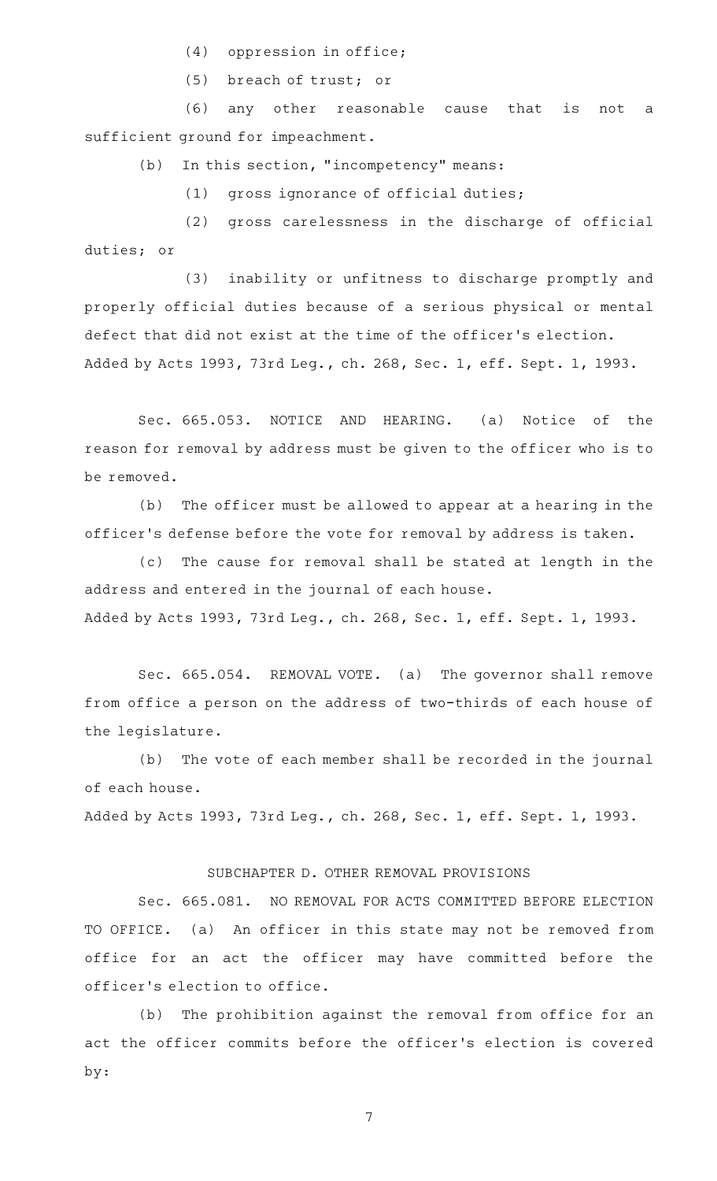(4) oppression in office;

(5) breach of trust; or

(6) any other reasonable cause that is not a sufficient ground for impeachment.

(b) In this section, "incompetency" means:

(1) gross ignorance of official duties;

(2) gross carelessness in the discharge of official duties; or

(3) inability or unfitness to discharge promptly and properly official duties because of a serious physical or mental defect that did not exist at the time of the officer's election.

Added by Acts 1993, 73rd Leg., ch. 268, Sec. 1, eff. Sept. 1, 1993.

Sec. 665.053. NOTICE AND HEARING. (a) Notice of the reason for removal by address must be given to the officer who is to be removed.

(b) The officer must be allowed to appear at a hearing in the officer's defense before the vote for removal by address is taken.

(c) The cause for removal shall be stated at length in the address and entered in the journal of each house.

Added by Acts 1993, 73rd Leg., ch. 268, Sec. 1, eff. Sept. 1, 1993.

Sec. 665.054. REMOVAL VOTE. (a) The governor shall remove from office a person on the address of two-thirds of each house of the legislature.

(b) The vote of each member shall be recorded in the journal of each house.

Added by Acts 1993, 73rd Leg., ch. 268, Sec. 1, eff. Sept. 1, 1993.

## SUBCHAPTER D. OTHER REMOVAL PROVISIONS

Sec. 665.081. NO REMOVAL FOR ACTS COMMITTED BEFORE ELECTION TO OFFICE. (a) An officer in this state may not be removed from office for an act the officer may have committed before the officer's election to office.

(b) The prohibition against the removal from office for an act the officer commits before the officer's election is covered by: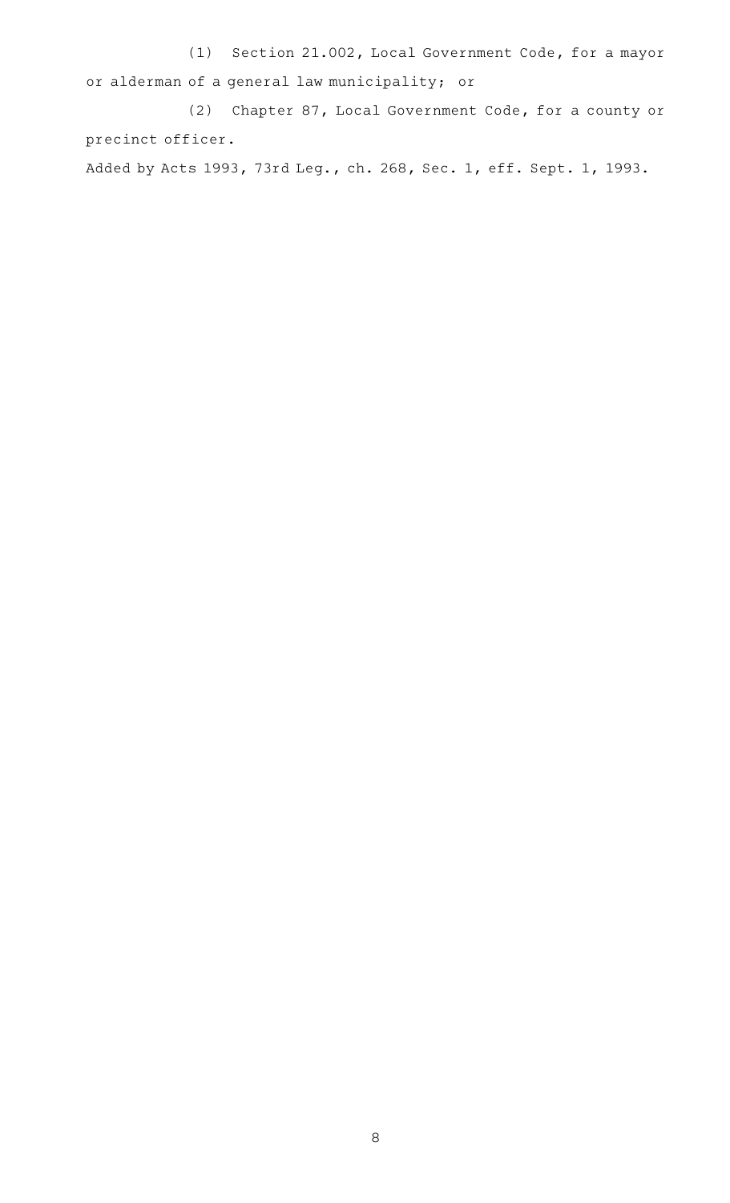(1) Section 21.002, Local Government Code, for a mayor or alderman of a general law municipality; or

(2) Chapter 87, Local Government Code, for a county or precinct officer.

Added by Acts 1993, 73rd Leg., ch. 268, Sec. 1, eff. Sept. 1, 1993.